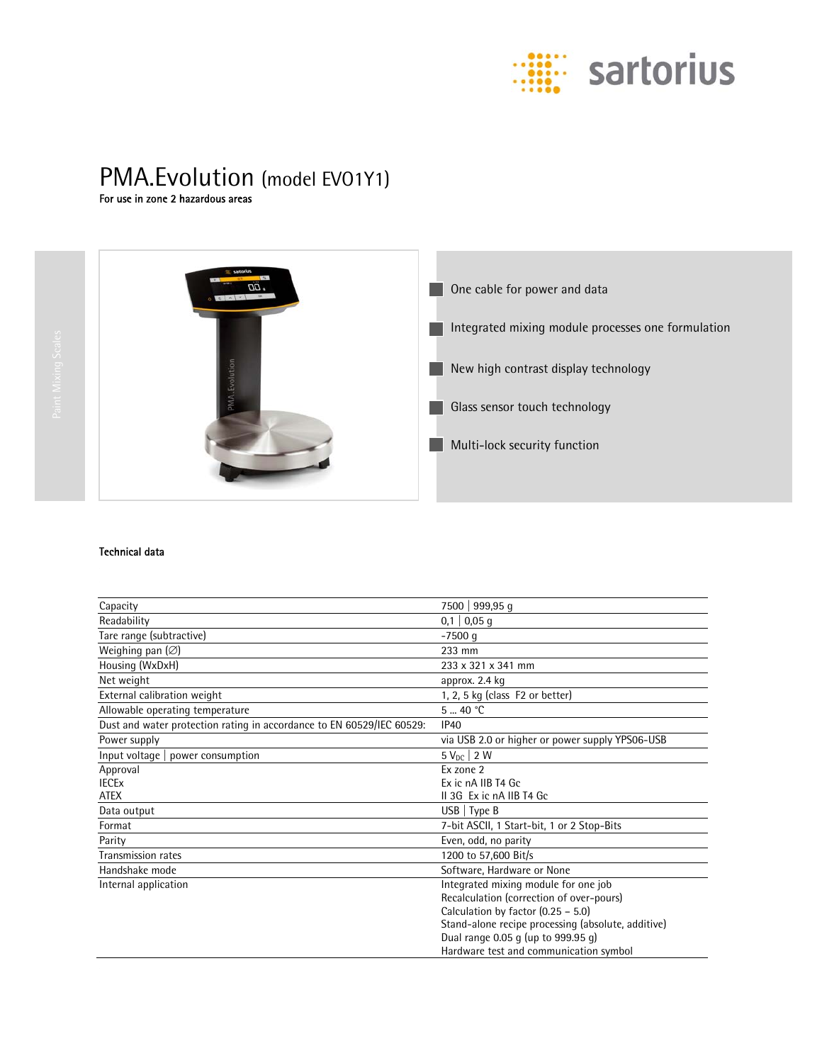# PMA.Evolution (model EVO1Y1)

**For use in zone 2 hazardous areas**

- One cable for power and data
- Integrated mixing module processes one formulation
- New high contrast display technology
- Glass sensor touch technology
- Multi-lock security function

**Technical data**

| | |
|---|---|
| Capacity | 7500 \| 999,95 g |
| Readability | 0,1 \| 0,05 g |
| Tare range (subtractive) | -7500 g |
| Weighing pan (∅) | 233 mm |
| Housing (WxDxH) | 233 x 321 x 341 mm |
| Net weight | approx. 2.4 kg |
| External calibration weight | 1, 2, 5 kg (class F2 or better) |
| Allowable operating temperature | 5 ... 40 °C |
| Dust and water protection rating in accordance to EN 60529/IEC 60529: | IP40 |
| Power supply | via USB 2.0 or higher or power supply YPS06-USB |
| Input voltage \| power consumption | 5 $V_{DC}$ \| 2 W |
| Approval<br>IECEx<br>ATEX | Ex zone 2<br>Ex ic nA IIB T4 Gc<br>II 3G Ex ic nA IIB T4 Gc |
| Data output | USB \| Type B |
| Format | 7-bit ASCII, 1 Start-bit, 1 or 2 Stop-Bits |
| Parity | Even, odd, no parity |
| Transmission rates | 1200 to 57,600 Bit/s |
| Handshake mode | Software, Hardware or None |
| Internal application | Integrated mixing module for one job<br>Recalculation (correction of over-pours)<br>Calculation by factor (0.25 – 5.0)<br>Stand-alone recipe processing (absolute, additive)<br>Dual range 0.05 g (up to 999.95 g)<br>Hardware test and communication symbol |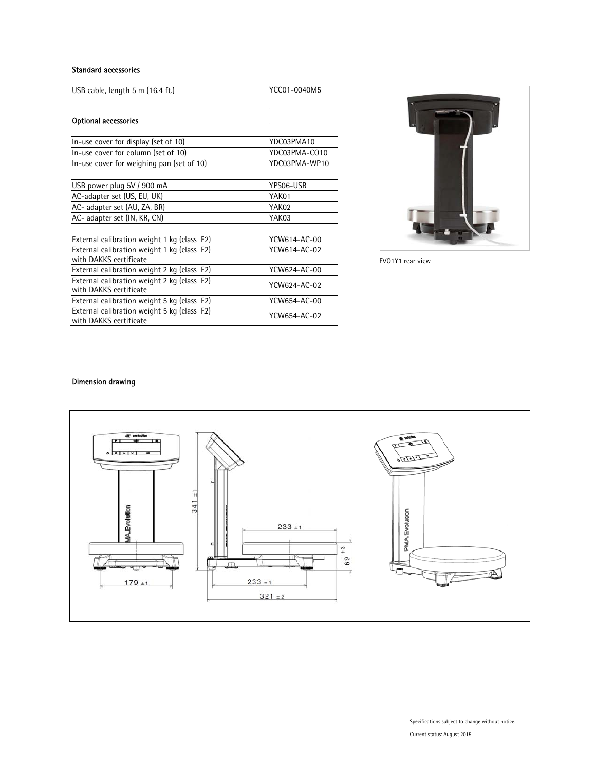### Standard accessories

| | |
|---|---|
| USB cable, length 5 m (16.4 ft.) | YCC01-0040M5 |

### Optional accessories

| | |
|---|---|
| In-use cover for display (set of 10) | YDC03PMA10 |
| In-use cover for column (set of 10) | YDC03PMA-CO10 |
| In-use cover for weighing pan (set of 10) | YDC03PMA-WP10 |
| | |
| USB power plug 5V / 900 mA | YPS06-USB |
| AC-adapter set (US, EU, UK) | YAK01 |
| AC- adapter set (AU, ZA, BR) | YAK02 |
| AC- adapter set (IN, KR, CN) | YAK03 |
| | |
| External calibration weight 1 kg (class F2) | YCW614-AC-00 |
| External calibration weight 1 kg (class F2) with DAKKS certificate | YCW614-AC-02 |
| External calibration weight 2 kg (class F2) | YCW624-AC-00 |
| External calibration weight 2 kg (class F2) with DAKKS certificate | YCW624-AC-02 |
| External calibration weight 5 kg (class F2) | YCW654-AC-00 |
| External calibration weight 5 kg (class F2) with DAKKS certificate | YCW654-AC-02 |

EVO1Y1 rear view

### Dimension drawing

341 ±1

233 ±1

69 +3

179 ±1

233 ±1

321 ±2

PMA.Evolution

Specifications subject to change without notice.

Current status: August 2015